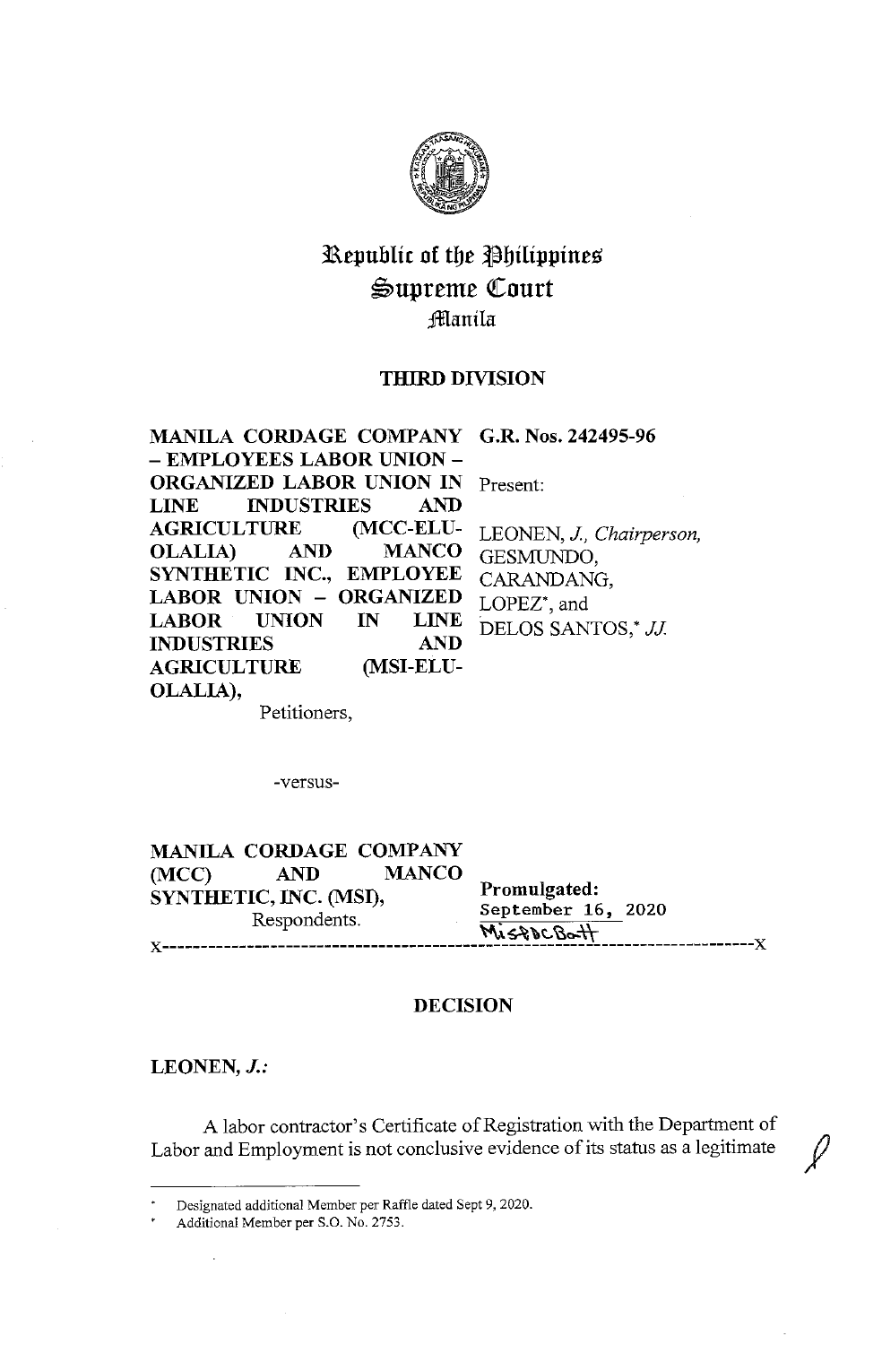# Republic of the Philippines
# Supreme Court
## Manila

### THIRD DIVISION

**MANILA CORDAGE COMPANY – EMPLOYEES LABOR UNION – ORGANIZED LABOR UNION IN LINE INDUSTRIES AND AGRICULTURE (MCC-ELU-OLALIA) AND MANCO SYNTHETIC INC., EMPLOYEE LABOR UNION – ORGANIZED LABOR UNION IN LINE INDUSTRIES AND AGRICULTURE (MSI-ELU-OLALIA),**

Petitioners,

**G.R. Nos. 242495-96**

Present:

LEONEN, *J., Chairperson,*
GESMUNDO,
CARANDANG,
LOPEZ*, and
DELOS SANTOS,* *JJ.*

-versus-

**MANILA CORDAGE COMPANY (MCC) AND MANCO SYNTHETIC, INC. (MSI),**

Respondents.

**Promulgated:**
September 16, 2020

x-----------------------------------------------------------------------------------------x

### DECISION

**LEONEN, *J.*:**

A labor contractor's Certificate of Registration with the Department of Labor and Employment is not conclusive evidence of its status as a legitimate

---

\* Designated additional Member per Raffle dated Sept 9, 2020.

\* Additional Member per S.O. No. 2753.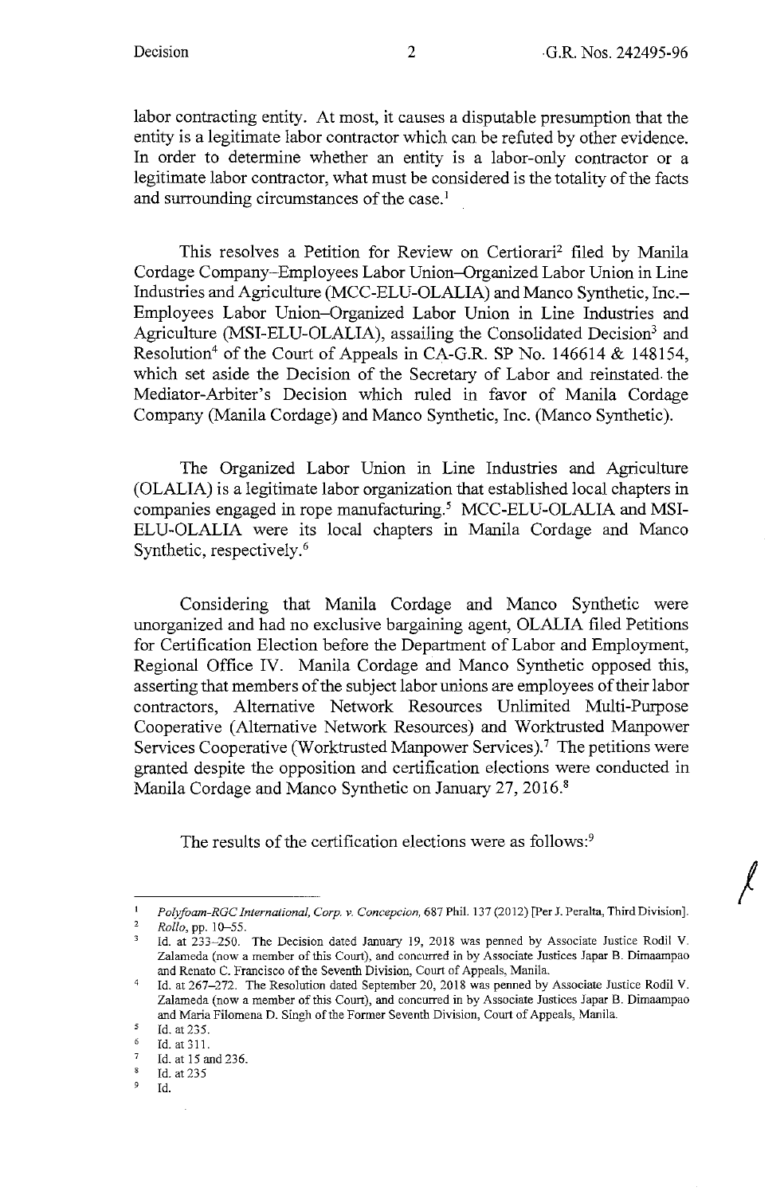labor contracting entity. At most, it causes a disputable presumption that the entity is a legitimate labor contractor which can be refuted by other evidence. In order to determine whether an entity is a labor-only contractor or a legitimate labor contractor, what must be considered is the totality of the facts and surrounding circumstances of the case.[1]

This resolves a Petition for Review on Certiorari[2] filed by Manila Cordage Company–Employees Labor Union–Organized Labor Union in Line Industries and Agriculture (MCC-ELU-OLALIA) and Manco Synthetic, Inc.–Employees Labor Union–Organized Labor Union in Line Industries and Agriculture (MSI-ELU-OLALIA), assailing the Consolidated Decision[3] and Resolution[4] of the Court of Appeals in CA-G.R. SP No. 146614 & 148154, which set aside the Decision of the Secretary of Labor and reinstated the Mediator-Arbiter's Decision which ruled in favor of Manila Cordage Company (Manila Cordage) and Manco Synthetic, Inc. (Manco Synthetic).

The Organized Labor Union in Line Industries and Agriculture (OLALIA) is a legitimate labor organization that established local chapters in companies engaged in rope manufacturing.[5] MCC-ELU-OLALIA and MSI-ELU-OLALIA were its local chapters in Manila Cordage and Manco Synthetic, respectively.[6]

Considering that Manila Cordage and Manco Synthetic were unorganized and had no exclusive bargaining agent, OLALIA filed Petitions for Certification Election before the Department of Labor and Employment, Regional Office IV. Manila Cordage and Manco Synthetic opposed this, asserting that members of the subject labor unions are employees of their labor contractors, Alternative Network Resources Unlimited Multi-Purpose Cooperative (Alternative Network Resources) and Worktrusted Manpower Services Cooperative (Worktrusted Manpower Services).[7] The petitions were granted despite the opposition and certification elections were conducted in Manila Cordage and Manco Synthetic on January 27, 2016.[8]

The results of the certification elections were as follows:[9]

---

[1] *Polyfoam-RGC International, Corp. v. Concepcion*, 687 Phil. 137 (2012) [Per J. Peralta, Third Division].

[2] *Rollo*, pp. 10–55.

[3] Id. at 233–250. The Decision dated January 19, 2018 was penned by Associate Justice Rodil V. Zalameda (now a member of this Court), and concurred in by Associate Justices Japar B. Dimaampao and Renato C. Francisco of the Seventh Division, Court of Appeals, Manila.

[4] Id. at 267–272. The Resolution dated September 20, 2018 was penned by Associate Justice Rodil V. Zalameda (now a member of this Court), and concurred in by Associate Justices Japar B. Dimaampao and Maria Filomena D. Singh of the Former Seventh Division, Court of Appeals, Manila.

[5] Id. at 235.

[6] Id. at 311.

[7] Id. at 15 and 236.

[8] Id. at 235

[9] Id.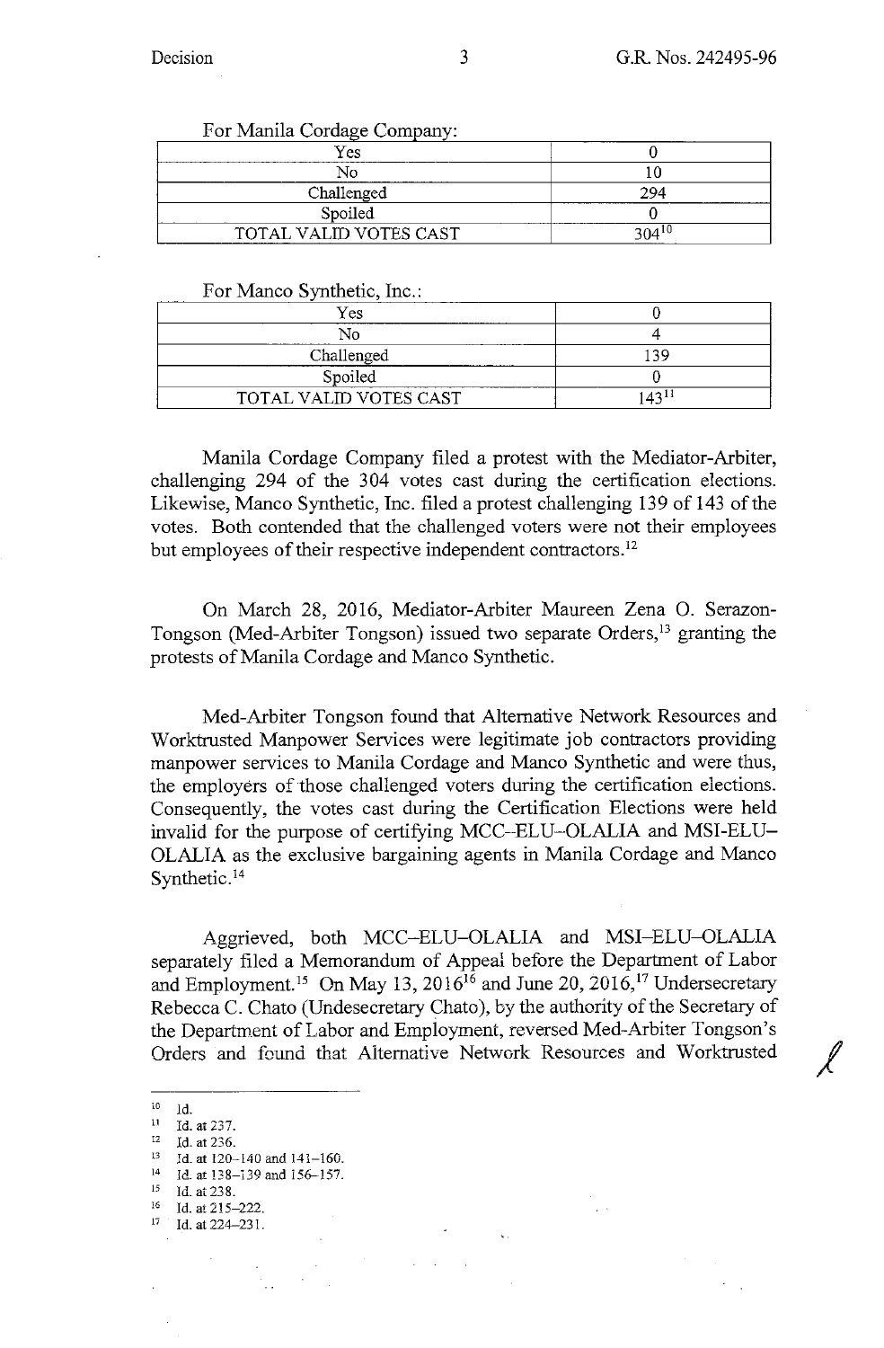For Manila Cordage Company:

| | |
|---|---|
| Yes | 0 |
| No | 10 |
| Challenged | 294 |
| Spoiled | 0 |
| TOTAL VALID VOTES CAST | 304[10] |

For Manco Synthetic, Inc.:

| | |
|---|---|
| Yes | 0 |
| No | 4 |
| Challenged | 139 |
| Spoiled | 0 |
| TOTAL VALID VOTES CAST | 143[11] |

Manila Cordage Company filed a protest with the Mediator-Arbiter, challenging 294 of the 304 votes cast during the certification elections. Likewise, Manco Synthetic, Inc. filed a protest challenging 139 of 143 of the votes. Both contended that the challenged voters were not their employees but employees of their respective independent contractors.[12]

On March 28, 2016, Mediator-Arbiter Maureen Zena O. Serazon-Tongson (Med-Arbiter Tongson) issued two separate Orders,[13] granting the protests of Manila Cordage and Manco Synthetic.

Med-Arbiter Tongson found that Alternative Network Resources and Worktrusted Manpower Services were legitimate job contractors providing manpower services to Manila Cordage and Manco Synthetic and were thus, the employers of those challenged voters during the certification elections. Consequently, the votes cast during the Certification Elections were held invalid for the purpose of certifying MCC–ELU–OLALIA and MSI-ELU–OLALIA as the exclusive bargaining agents in Manila Cordage and Manco Synthetic.[14]

Aggrieved, both MCC–ELU–OLALIA and MSI–ELU–OLALIA separately filed a Memorandum of Appeal before the Department of Labor and Employment.[15] On May 13, 2016[16] and June 20, 2016,[17] Undersecretary Rebecca C. Chato (Undesecretary Chato), by the authority of the Secretary of the Department of Labor and Employment, reversed Med-Arbiter Tongson's Orders and found that Alternative Network Resources and Worktrusted

---

[10] Id.

[11] Id. at 237.

[12] Id. at 236.

[13] Id. at 120–140 and 141–160.

[14] Id. at 138–139 and 156–157.

[15] Id. at 238.

[16] Id. at 215–222.

[17] Id. at 224–231.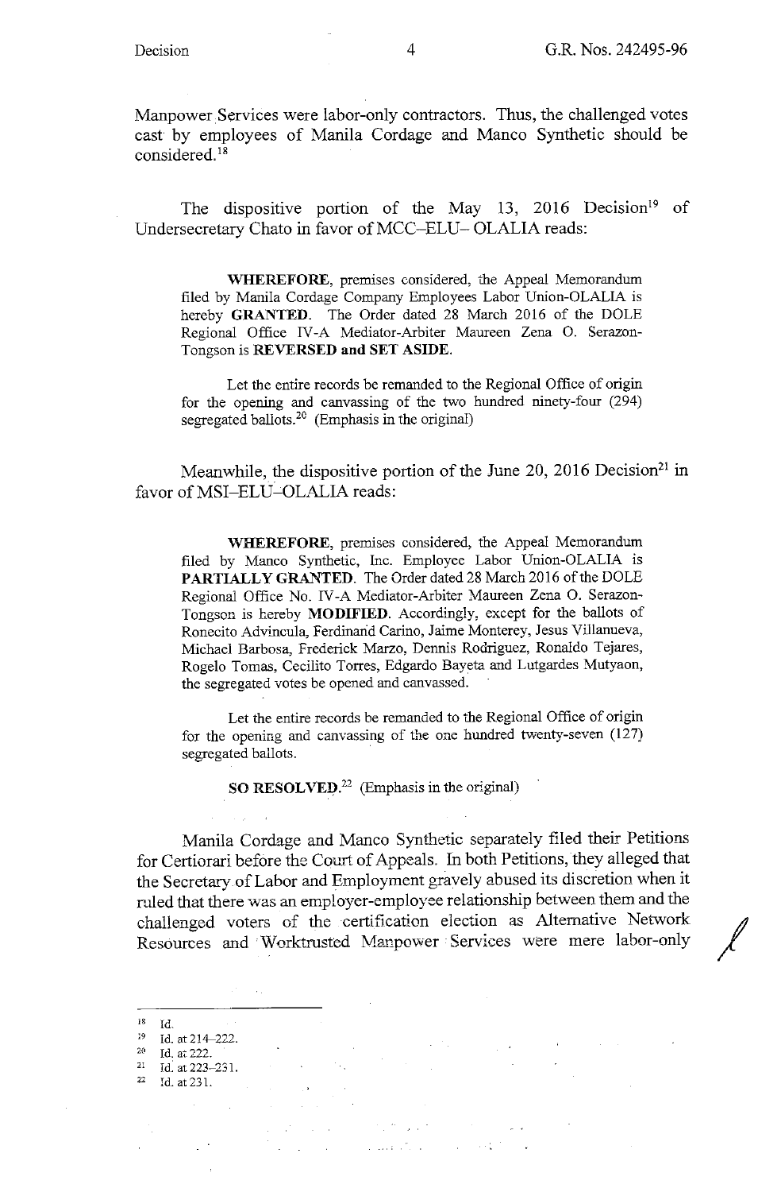Manpower Services were labor-only contractors. Thus, the challenged votes cast by employees of Manila Cordage and Manco Synthetic should be considered.[18]

The dispositive portion of the May 13, 2016 Decision[19] of Undersecretary Chato in favor of MCC–ELU– OLALIA reads:

> **WHEREFORE**, premises considered, the Appeal Memorandum filed by Manila Cordage Company Employees Labor Union-OLALIA is hereby **GRANTED**. The Order dated 28 March 2016 of the DOLE Regional Office IV-A Mediator-Arbiter Maureen Zena O. Serazon-Tongson is **REVERSED and SET ASIDE**.
>
> Let the entire records be remanded to the Regional Office of origin for the opening and canvassing of the two hundred ninety-four (294) segregated ballots.[20] (Emphasis in the original)

Meanwhile, the dispositive portion of the June 20, 2016 Decision[21] in favor of MSI–ELU–OLALIA reads:

> **WHEREFORE**, premises considered, the Appeal Memorandum filed by Manco Synthetic, Inc. Employee Labor Union-OLALIA is **PARTIALLY GRANTED**. The Order dated 28 March 2016 of the DOLE Regional Office No. IV-A Mediator-Arbiter Maureen Zena O. Serazon-Tongson is hereby **MODIFIED**. Accordingly, except for the ballots of Ronecito Advincula, Ferdinand Carino, Jaime Monterey, Jesus Villanueva, Michael Barbosa, Frederick Marzo, Dennis Rodriguez, Ronaldo Tejares, Rogelo Tomas, Cecilito Torres, Edgardo Bayeta and Lutgardes Mutyaon, the segregated votes be opened and canvassed.
>
> Let the entire records be remanded to the Regional Office of origin for the opening and canvassing of the one hundred twenty-seven (127) segregated ballots.
>
> **SO RESOLVED.**[22] (Emphasis in the original)

Manila Cordage and Manco Synthetic separately filed their Petitions for Certiorari before the Court of Appeals. In both Petitions, they alleged that the Secretary of Labor and Employment gravely abused its discretion when it ruled that there was an employer-employee relationship between them and the challenged voters of the certification election as Alternative Network Resources and Worktrusted Manpower Services were mere labor-only

---

[18] Id.
[19] Id. at 214–222.
[20] Id. at 222.
[21] Id. at 223–231.
[22] Id. at 231.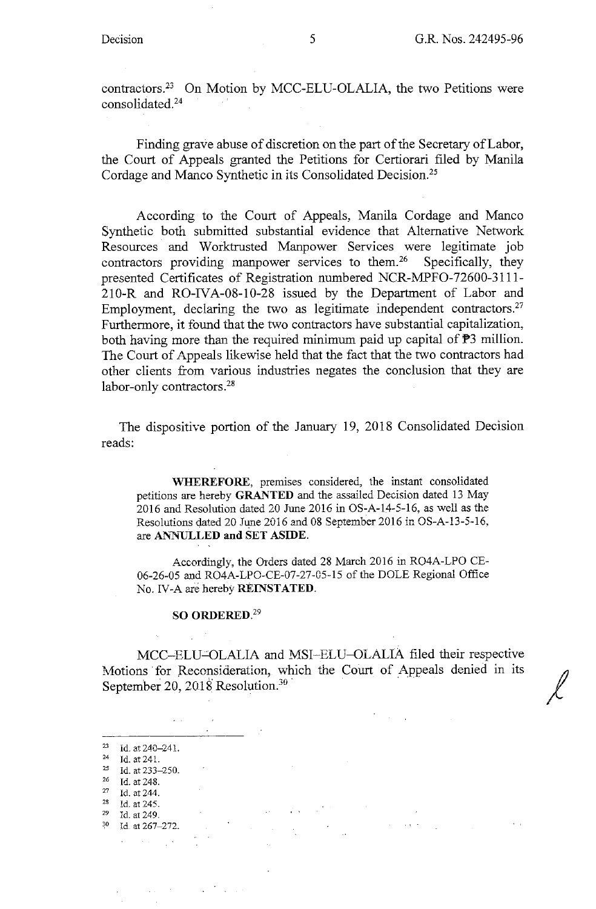contractors.[23] On Motion by MCC-ELU-OLALIA, the two Petitions were consolidated.[24]

Finding grave abuse of discretion on the part of the Secretary of Labor, the Court of Appeals granted the Petitions for Certiorari filed by Manila Cordage and Manco Synthetic in its Consolidated Decision.[25]

According to the Court of Appeals, Manila Cordage and Manco Synthetic both submitted substantial evidence that Alternative Network Resources and Worktrusted Manpower Services were legitimate job contractors providing manpower services to them.[26] Specifically, they presented Certificates of Registration numbered NCR-MPFO-72600-3111-210-R and RO-IVA-08-10-28 issued by the Department of Labor and Employment, declaring the two as legitimate independent contractors.[27] Furthermore, it found that the two contractors have substantial capitalization, both having more than the required minimum paid up capital of ₱3 million. The Court of Appeals likewise held that the fact that the two contractors had other clients from various industries negates the conclusion that they are labor-only contractors.[28]

The dispositive portion of the January 19, 2018 Consolidated Decision reads:

> **WHEREFORE**, premises considered, the instant consolidated petitions are hereby **GRANTED** and the assailed Decision dated 13 May 2016 and Resolution dated 20 June 2016 in OS-A-14-5-16, as well as the Resolutions dated 20 June 2016 and 08 September 2016 in OS-A-13-5-16, are **ANNULLED and SET ASIDE**.
>
> Accordingly, the Orders dated 28 March 2016 in RO4A-LPO CE-06-26-05 and RO4A-LPO-CE-07-27-05-15 of the DOLE Regional Office No. IV-A are hereby **REINSTATED**.
>
> **SO ORDERED.**[29]

MCC–ELU–OLALIA and MSI–ELU–OLALIA filed their respective Motions for Reconsideration, which the Court of Appeals denied in its September 20, 2018 Resolution.[30]

---

[23] Id. at 240–241.
[24] Id. at 241.
[25] Id. at 233–250.
[26] Id. at 248.
[27] Id. at 244.
[28] Id. at 245.
[29] Id. at 249.
[30] Id. at 267–272.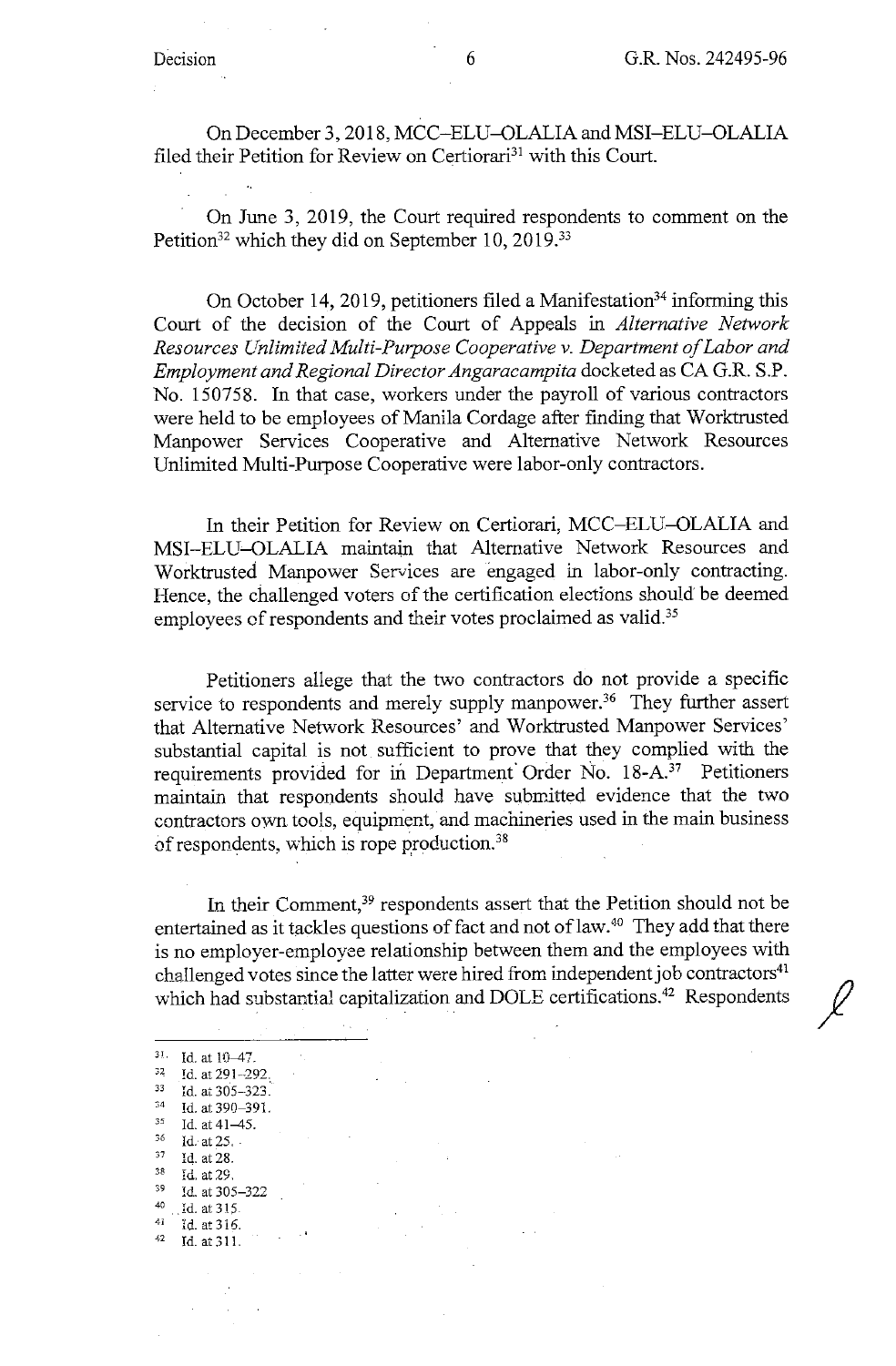On December 3, 2018, MCC–ELU–OLALIA and MSI–ELU–OLALIA filed their Petition for Review on Certiorari[31] with this Court.

On June 3, 2019, the Court required respondents to comment on the Petition[32] which they did on September 10, 2019.[33]

On October 14, 2019, petitioners filed a Manifestation[34] informing this Court of the decision of the Court of Appeals in *Alternative Network Resources Unlimited Multi-Purpose Cooperative v. Department of Labor and Employment and Regional Director Angaracampita* docketed as CA G.R. S.P. No. 150758. In that case, workers under the payroll of various contractors were held to be employees of Manila Cordage after finding that Worktrusted Manpower Services Cooperative and Alternative Network Resources Unlimited Multi-Purpose Cooperative were labor-only contractors.

In their Petition for Review on Certiorari, MCC–ELU–OLALIA and MSI–ELU–OLALIA maintain that Alternative Network Resources and Worktrusted Manpower Services are engaged in labor-only contracting. Hence, the challenged voters of the certification elections should be deemed employees of respondents and their votes proclaimed as valid.[35]

Petitioners allege that the two contractors do not provide a specific service to respondents and merely supply manpower.[36] They further assert that Alternative Network Resources' and Worktrusted Manpower Services' substantial capital is not sufficient to prove that they complied with the requirements provided for in Department Order No. 18-A.[37] Petitioners maintain that respondents should have submitted evidence that the two contractors own tools, equipment, and machineries used in the main business of respondents, which is rope production.[38]

In their Comment,[39] respondents assert that the Petition should not be entertained as it tackles questions of fact and not of law.[40] They add that there is no employer-employee relationship between them and the employees with challenged votes since the latter were hired from independent job contractors[41] which had substantial capitalization and DOLE certifications.[42] Respondents

---

[31] Id. at 10–47.
[32] Id. at 291–292.
[33] Id. at 305–323.
[34] Id. at 390–391.
[35] Id. at 41–45.
[36] Id. at 25.
[37] Id. at 28.
[38] Id. at 29.
[39] Id. at 305–322
[40] Id. at 315.
[41] Id. at 316.
[42] Id. at 311.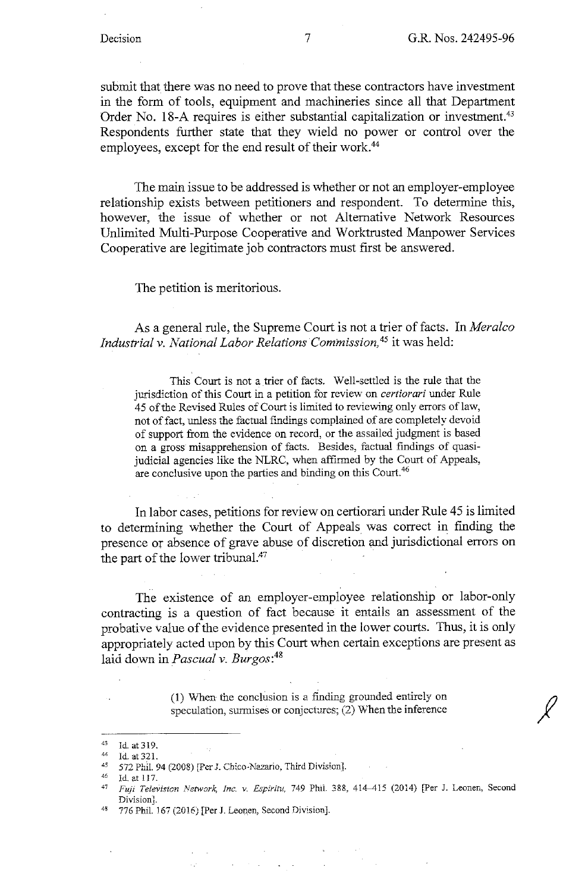submit that there was no need to prove that these contractors have investment in the form of tools, equipment and machineries since all that Department Order No. 18-A requires is either substantial capitalization or investment.[43] Respondents further state that they wield no power or control over the employees, except for the end result of their work.[44]

The main issue to be addressed is whether or not an employer-employee relationship exists between petitioners and respondent. To determine this, however, the issue of whether or not Alternative Network Resources Unlimited Multi-Purpose Cooperative and Worktrusted Manpower Services Cooperative are legitimate job contractors must first be answered.

The petition is meritorious.

As a general rule, the Supreme Court is not a trier of facts. In *Meralco Industrial v. National Labor Relations Commission*,[45] it was held:

> This Court is not a trier of facts. Well-settled is the rule that the jurisdiction of this Court in a petition for review on *certiorari* under Rule 45 of the Revised Rules of Court is limited to reviewing only errors of law, not of fact, unless the factual findings complained of are completely devoid of support from the evidence on record, or the assailed judgment is based on a gross misapprehension of facts. Besides, factual findings of quasi-judicial agencies like the NLRC, when affirmed by the Court of Appeals, are conclusive upon the parties and binding on this Court.[46]

In labor cases, petitions for review on certiorari under Rule 45 is limited to determining whether the Court of Appeals was correct in finding the presence or absence of grave abuse of discretion and jurisdictional errors on the part of the lower tribunal.[47]

The existence of an employer-employee relationship or labor-only contracting is a question of fact because it entails an assessment of the probative value of the evidence presented in the lower courts. Thus, it is only appropriately acted upon by this Court when certain exceptions are present as laid down in *Pascual v. Burgos*:[48]

> (1) When the conclusion is a finding grounded entirely on speculation, surmises or conjectures; (2) When the inference

---

[43] Id. at 319.

[44] Id. at 321.

[45] 572 Phil. 94 (2008) [Per J. Chico-Nazario, Third Division].

[46] Id. at 117.

[47] *Fuji Television Network, Inc. v. Espiritu*, 749 Phil. 388, 414–415 (2014) [Per J. Leonen, Second Division].

[48] 776 Phil. 167 (2016) [Per J. Leonen, Second Division].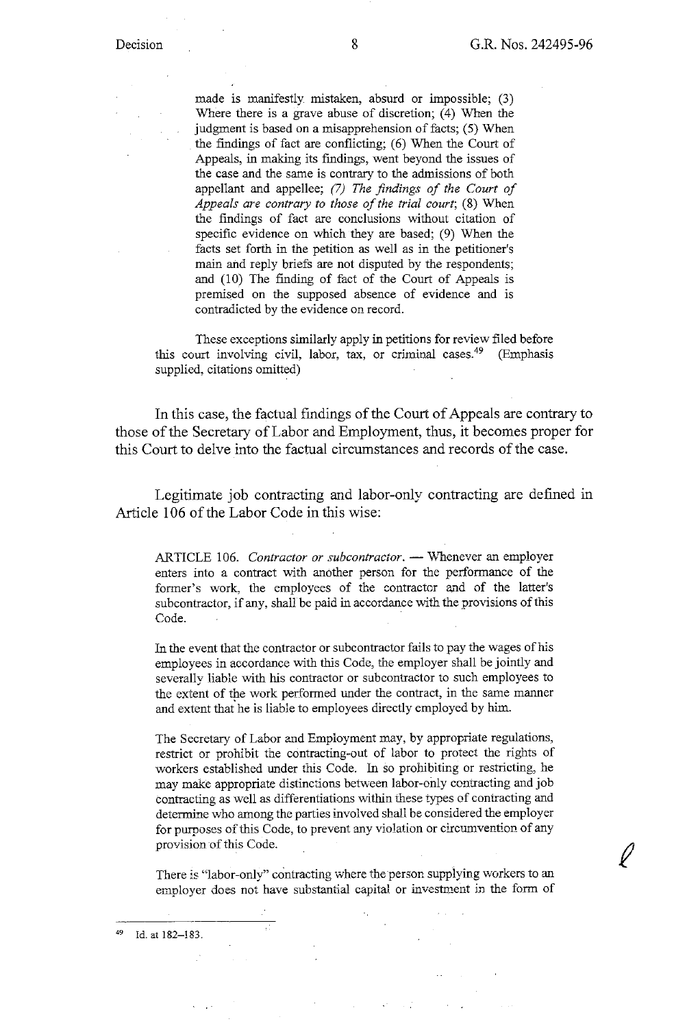made is manifestly mistaken, absurd or impossible; (3) Where there is a grave abuse of discretion; (4) When the judgment is based on a misapprehension of facts; (5) When the findings of fact are conflicting; (6) When the Court of Appeals, in making its findings, went beyond the issues of the case and the same is contrary to the admissions of both appellant and appellee; *(7) The findings of the Court of Appeals are contrary to those of the trial court*; (8) When the findings of fact are conclusions without citation of specific evidence on which they are based; (9) When the facts set forth in the petition as well as in the petitioner's main and reply briefs are not disputed by the respondents; and (10) The finding of fact of the Court of Appeals is premised on the supposed absence of evidence and is contradicted by the evidence on record.

> These exceptions similarly apply in petitions for review filed before this court involving civil, labor, tax, or criminal cases.[49] (Emphasis supplied, citations omitted)

In this case, the factual findings of the Court of Appeals are contrary to those of the Secretary of Labor and Employment, thus, it becomes proper for this Court to delve into the factual circumstances and records of the case.

Legitimate job contracting and labor-only contracting are defined in Article 106 of the Labor Code in this wise:

> ARTICLE 106. *Contractor or subcontractor*. — Whenever an employer enters into a contract with another person for the performance of the former's work, the employees of the contractor and of the latter's subcontractor, if any, shall be paid in accordance with the provisions of this Code.
>
> In the event that the contractor or subcontractor fails to pay the wages of his employees in accordance with this Code, the employer shall be jointly and severally liable with his contractor or subcontractor to such employees to the extent of the work performed under the contract, in the same manner and extent that he is liable to employees directly employed by him.
>
> The Secretary of Labor and Employment may, by appropriate regulations, restrict or prohibit the contracting-out of labor to protect the rights of workers established under this Code. In so prohibiting or restricting, he may make appropriate distinctions between labor-only contracting and job contracting as well as differentiations within these types of contracting and determine who among the parties involved shall be considered the employer for purposes of this Code, to prevent any violation or circumvention of any provision of this Code.
>
> There is "labor-only" contracting where the person supplying workers to an employer does not have substantial capital or investment in the form of

---

[49] Id. at 182–183.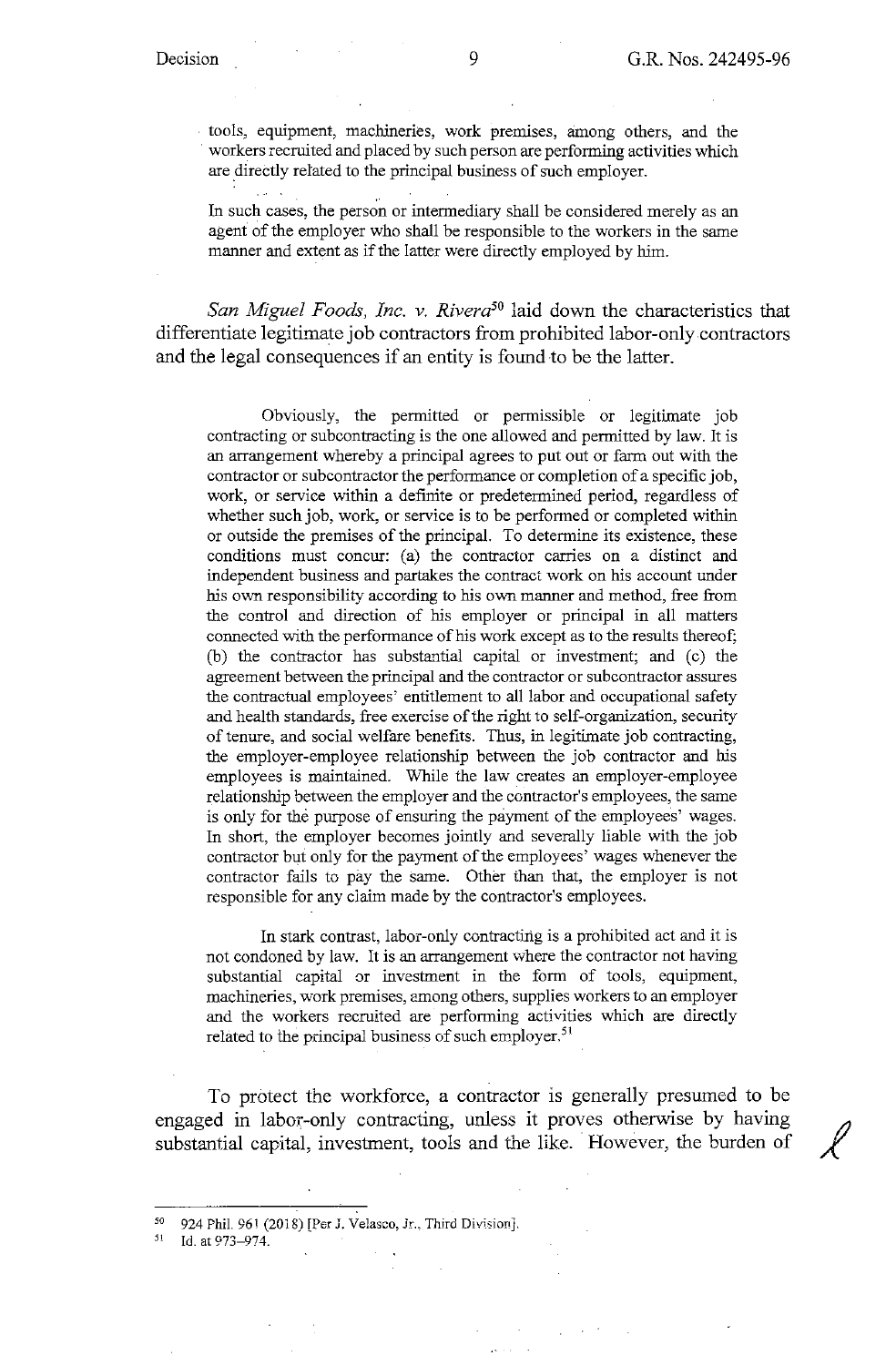tools, equipment, machineries, work premises, among others, and the workers recruited and placed by such person are performing activities which are directly related to the principal business of such employer.

> In such cases, the person or intermediary shall be considered merely as an agent of the employer who shall be responsible to the workers in the same manner and extent as if the latter were directly employed by him.

*San Miguel Foods, Inc. v. Rivera*[50] laid down the characteristics that differentiate legitimate job contractors from prohibited labor-only contractors and the legal consequences if an entity is found to be the latter.

> Obviously, the permitted or permissible or legitimate job contracting or subcontracting is the one allowed and permitted by law. It is an arrangement whereby a principal agrees to put out or farm out with the contractor or subcontractor the performance or completion of a specific job, work, or service within a definite or predetermined period, regardless of whether such job, work, or service is to be performed or completed within or outside the premises of the principal. To determine its existence, these conditions must concur: (a) the contractor carries on a distinct and independent business and partakes the contract work on his account under his own responsibility according to his own manner and method, free from the control and direction of his employer or principal in all matters connected with the performance of his work except as to the results thereof; (b) the contractor has substantial capital or investment; and (c) the agreement between the principal and the contractor or subcontractor assures the contractual employees' entitlement to all labor and occupational safety and health standards, free exercise of the right to self-organization, security of tenure, and social welfare benefits. Thus, in legitimate job contracting, the employer-employee relationship between the job contractor and his employees is maintained. While the law creates an employer-employee relationship between the employer and the contractor's employees, the same is only for the purpose of ensuring the payment of the employees' wages. In short, the employer becomes jointly and severally liable with the job contractor but only for the payment of the employees' wages whenever the contractor fails to pay the same. Other than that, the employer is not responsible for any claim made by the contractor's employees.
>
> In stark contrast, labor-only contracting is a prohibited act and it is not condoned by law. It is an arrangement where the contractor not having substantial capital or investment in the form of tools, equipment, machineries, work premises, among others, supplies workers to an employer and the workers recruited are performing activities which are directly related to the principal business of such employer.[51]

To protect the workforce, a contractor is generally presumed to be engaged in labor-only contracting, unless it proves otherwise by having substantial capital, investment, tools and the like. However, the burden of

---

[50] 924 Phil. 961 (2018) [Per J. Velasco, Jr., Third Division].

[51] Id. at 973–974.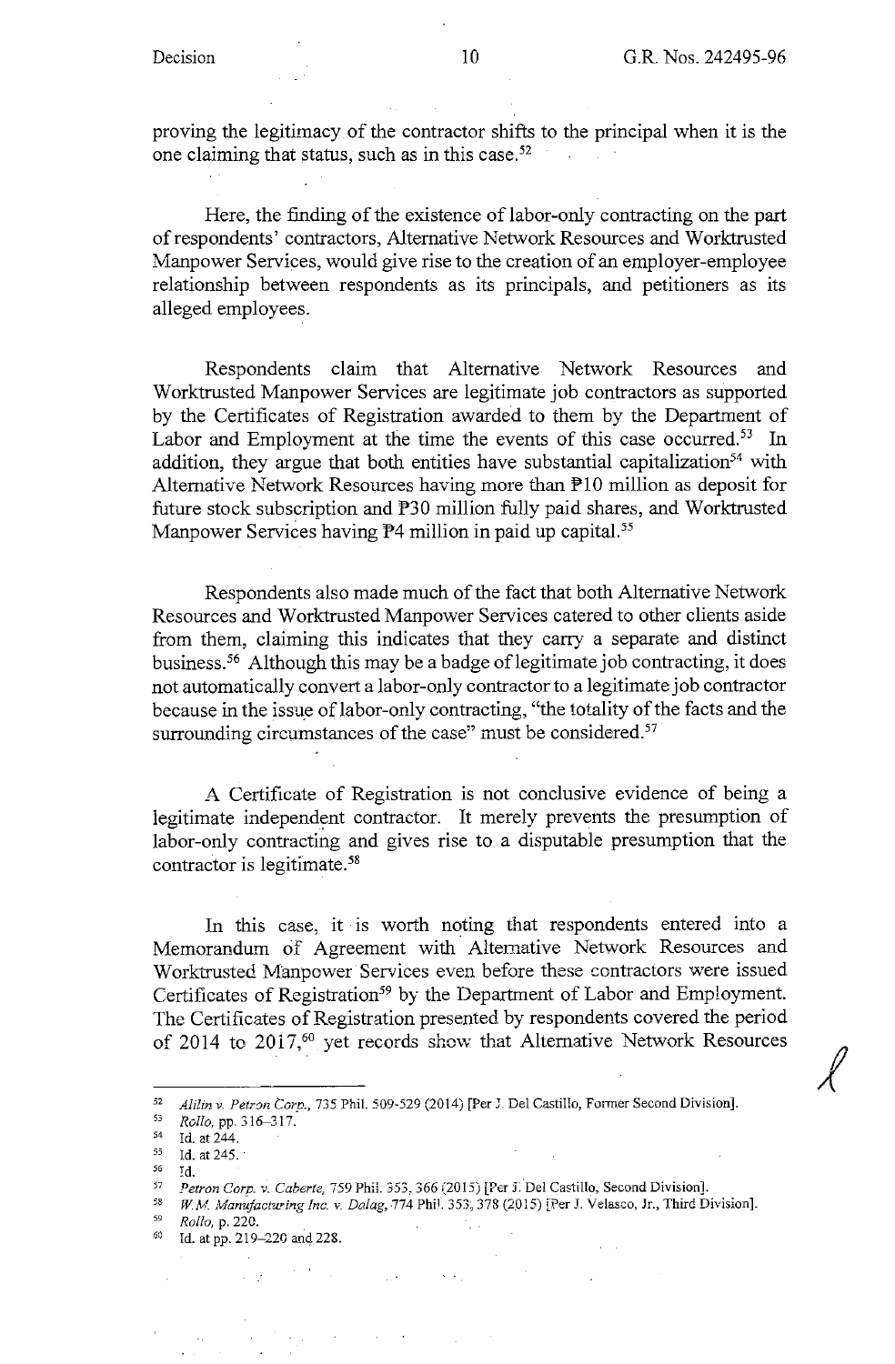proving the legitimacy of the contractor shifts to the principal when it is the one claiming that status, such as in this case.[52]

Here, the finding of the existence of labor-only contracting on the part of respondents' contractors, Alternative Network Resources and Worktrusted Manpower Services, would give rise to the creation of an employer-employee relationship between respondents as its principals, and petitioners as its alleged employees.

Respondents claim that Alternative Network Resources and Worktrusted Manpower Services are legitimate job contractors as supported by the Certificates of Registration awarded to them by the Department of Labor and Employment at the time the events of this case occurred.[53] In addition, they argue that both entities have substantial capitalization[54] with Alternative Network Resources having more than ₱10 million as deposit for future stock subscription and ₱30 million fully paid shares, and Worktrusted Manpower Services having ₱4 million in paid up capital.[55]

Respondents also made much of the fact that both Alternative Network Resources and Worktrusted Manpower Services catered to other clients aside from them, claiming this indicates that they carry a separate and distinct business.[56] Although this may be a badge of legitimate job contracting, it does not automatically convert a labor-only contractor to a legitimate job contractor because in the issue of labor-only contracting, "the totality of the facts and the surrounding circumstances of the case" must be considered.[57]

A Certificate of Registration is not conclusive evidence of being a legitimate independent contractor. It merely prevents the presumption of labor-only contracting and gives rise to a disputable presumption that the contractor is legitimate.[58]

In this case, it is worth noting that respondents entered into a Memorandum of Agreement with Alternative Network Resources and Worktrusted Manpower Services even before these contractors were issued Certificates of Registration[59] by the Department of Labor and Employment. The Certificates of Registration presented by respondents covered the period of 2014 to 2017,[60] yet records show that Alternative Network Resources

---

[52] *Alilin v. Petron Corp.*, 735 Phil. 509-529 (2014) [Per J. Del Castillo, Former Second Division].

[53] *Rollo*, pp. 316–317.

[54] Id. at 244.

[55] Id. at 245.

[56] Id.

[57] *Petron Corp. v. Caberte*, 759 Phil. 353, 366 (2015) [Per J. Del Castillo, Second Division].

[58] *W.M. Manufacturing Inc. v. Dalag*, 774 Phil. 353, 378 (2015) [Per J. Velasco, Jr., Third Division].

[59] *Rollo*, p. 220.

[60] Id. at pp. 219–220 and 228.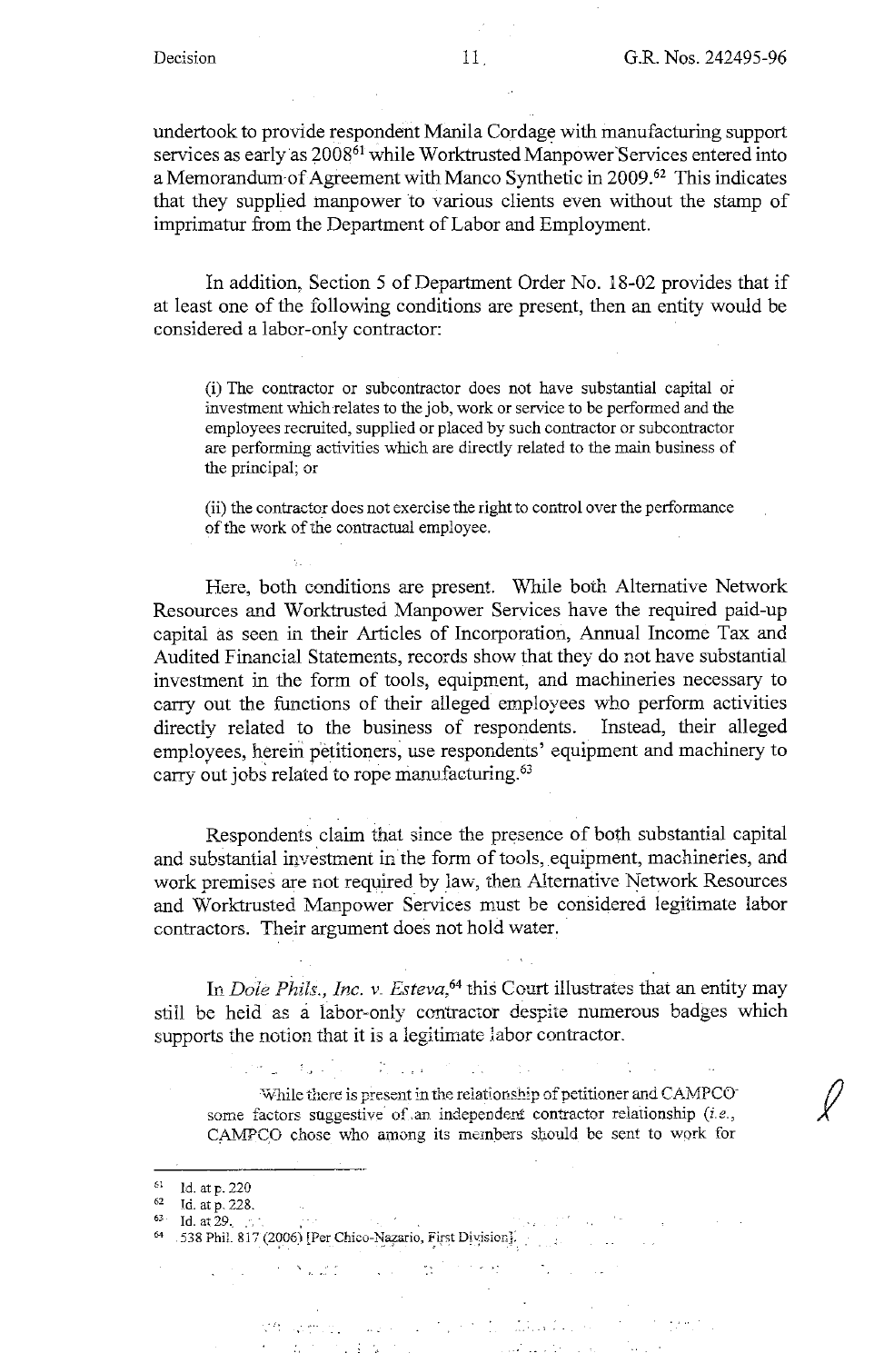undertook to provide respondent Manila Cordage with manufacturing support services as early as 2008[61] while Worktrusted Manpower Services entered into a Memorandum of Agreement with Manco Synthetic in 2009.[62] This indicates that they supplied manpower to various clients even without the stamp of imprimatur from the Department of Labor and Employment.

In addition, Section 5 of Department Order No. 18-02 provides that if at least one of the following conditions are present, then an entity would be considered a labor-only contractor:

> (i) The contractor or subcontractor does not have substantial capital or investment which relates to the job, work or service to be performed and the employees recruited, supplied or placed by such contractor or subcontractor are performing activities which are directly related to the main business of the principal; or
>
> (ii) the contractor does not exercise the right to control over the performance of the work of the contractual employee.

Here, both conditions are present. While both Alternative Network Resources and Worktrusted Manpower Services have the required paid-up capital as seen in their Articles of Incorporation, Annual Income Tax and Audited Financial Statements, records show that they do not have substantial investment in the form of tools, equipment, and machineries necessary to carry out the functions of their alleged employees who perform activities directly related to the business of respondents. Instead, their alleged employees, herein petitioners, use respondents' equipment and machinery to carry out jobs related to rope manufacturing.[63]

Respondents claim that since the presence of both substantial capital and substantial investment in the form of tools, equipment, machineries, and work premises are not required by law, then Alternative Network Resources and Worktrusted Manpower Services must be considered legitimate labor contractors. Their argument does not hold water.

In *Dole Phils., Inc. v. Esteva*,[64] this Court illustrates that an entity may still be held as a labor-only contractor despite numerous badges which supports the notion that it is a legitimate labor contractor.

> While there is present in the relationship of petitioner and CAMPCO some factors suggestive of an independent contractor relationship (*i.e.*, CAMPCO chose who among its members should be sent to work for

---

[61] Id. at p. 220

[62] Id. at p. 228.

[63] Id. at 29.

[64] 538 Phil. 817 (2006) [Per Chico-Nazario, First Division].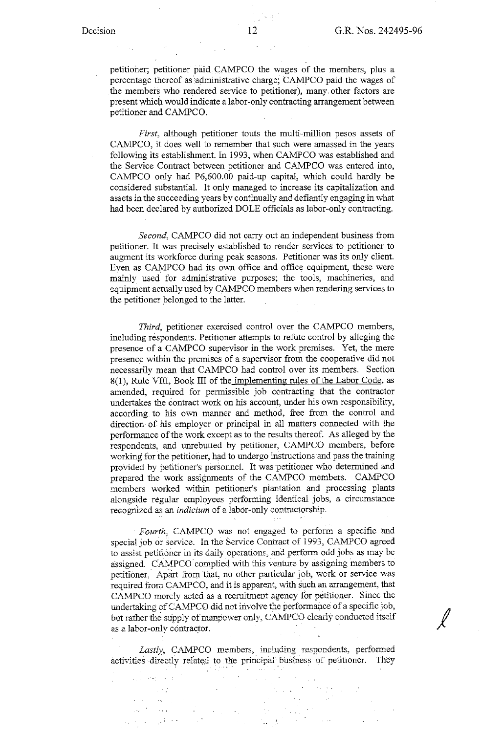petitioner; petitioner paid CAMPCO the wages of the members, plus a percentage thereof as administrative charge; CAMPCO paid the wages of the members who rendered service to petitioner), many other factors are present which would indicate a labor-only contracting arrangement between petitioner and CAMPCO.

*First*, although petitioner touts the multi-million pesos assets of CAMPCO, it does well to remember that such were amassed in the years following its establishment. In 1993, when CAMPCO was established and the Service Contract between petitioner and CAMPCO was entered into, CAMPCO only had P6,600.00 paid-up capital, which could hardly be considered substantial. It only managed to increase its capitalization and assets in the succeeding years by continually and defiantly engaging in what had been declared by authorized DOLE officials as labor-only contracting.

*Second*, CAMPCO did not carry out an independent business from petitioner. It was precisely established to render services to petitioner to augment its workforce during peak seasons. Petitioner was its only client. Even as CAMPCO had its own office and office equipment, these were mainly used for administrative purposes; the tools, machineries, and equipment actually used by CAMPCO members when rendering services to the petitioner belonged to the latter.

*Third*, petitioner exercised control over the CAMPCO members, including respondents. Petitioner attempts to refute control by alleging the presence of a CAMPCO supervisor in the work premises. Yet, the mere presence within the premises of a supervisor from the cooperative did not necessarily mean that CAMPCO had control over its members. Section 8(1), Rule VIII, Book III of the implementing rules of the Labor Code, as amended, required for permissible job contracting that the contractor undertakes the contract work on his account, under his own responsibility, according to his own manner and method, free from the control and direction of his employer or principal in all matters connected with the performance of the work except as to the results thereof. As alleged by the respondents, and unrebutted by petitioner, CAMPCO members, before working for the petitioner, had to undergo instructions and pass the training provided by petitioner's personnel. It was petitioner who determined and prepared the work assignments of the CAMPCO members. CAMPCO members worked within petitioner's plantation and processing plants alongside regular employees performing identical jobs, a circumstance recognized as an *indicium* of a labor-only contractorship.

*Fourth*, CAMPCO was not engaged to perform a specific and special job or service. In the Service Contract of 1993, CAMPCO agreed to assist petitioner in its daily operations, and perform odd jobs as may be assigned. CAMPCO complied with this venture by assigning members to petitioner. Apart from that, no other particular job, work or service was required from CAMPCO, and it is apparent, with such an arrangement, that CAMPCO merely acted as a recruitment agency for petitioner. Since the undertaking of CAMPCO did not involve the performance of a specific job, but rather the supply of manpower only, CAMPCO clearly conducted itself as a labor-only contractor.

*Lastly*, CAMPCO members, including respondents, performed activities directly related to the principal business of petitioner. They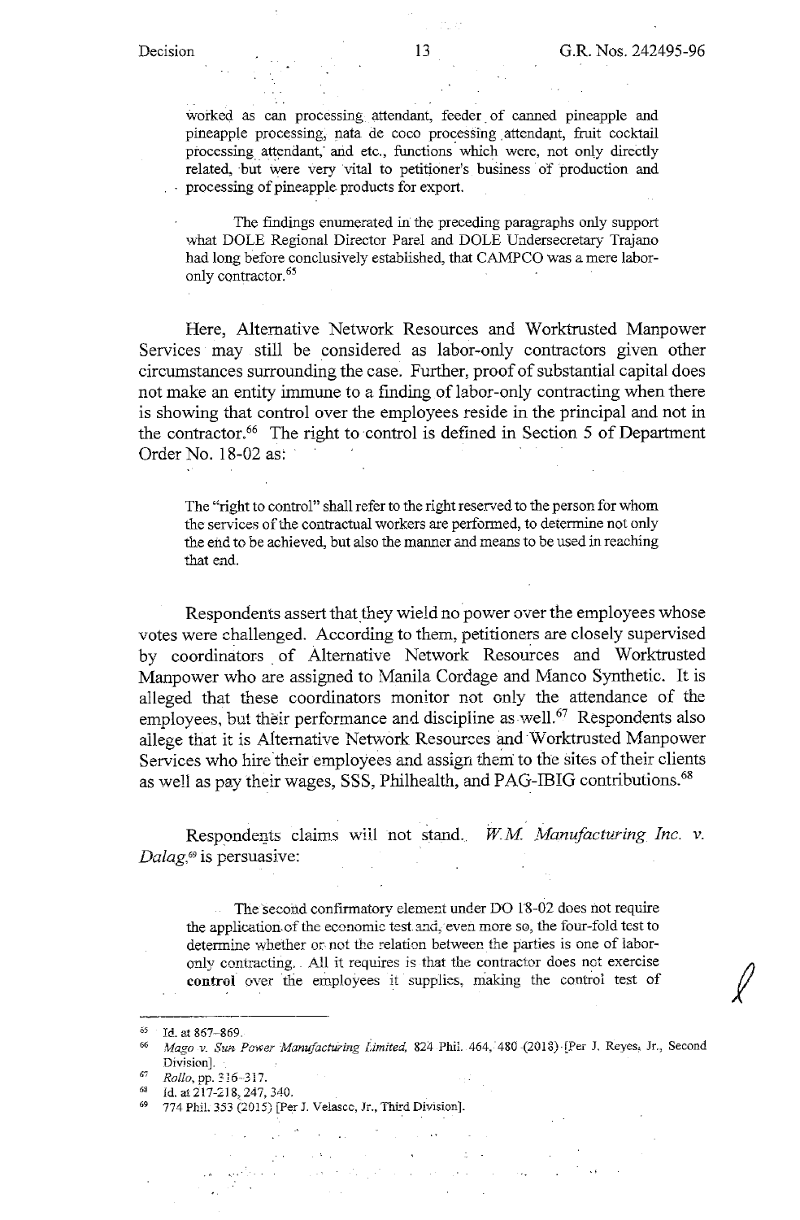> worked as can processing attendant, feeder of canned pineapple and pineapple processing, nata de coco processing attendant, fruit cocktail processing attendant, and etc., functions which were, not only directly related, but were very vital to petitioner's business of production and processing of pineapple products for export.
>
> The findings enumerated in the preceding paragraphs only support what DOLE Regional Director Parel and DOLE Undersecretary Trajano had long before conclusively established, that CAMPCO was a mere labor-only contractor.[65]

Here, Alternative Network Resources and Worktrusted Manpower Services may still be considered as labor-only contractors given other circumstances surrounding the case. Further, proof of substantial capital does not make an entity immune to a finding of labor-only contracting when there is showing that control over the employees reside in the principal and not in the contractor.[66] The right to control is defined in Section 5 of Department Order No. 18-02 as:

> The "right to control" shall refer to the right reserved to the person for whom the services of the contractual workers are performed, to determine not only the end to be achieved, but also the manner and means to be used in reaching that end.

Respondents assert that they wield no power over the employees whose votes were challenged. According to them, petitioners are closely supervised by coordinators of Alternative Network Resources and Worktrusted Manpower who are assigned to Manila Cordage and Manco Synthetic. It is alleged that these coordinators monitor not only the attendance of the employees, but their performance and discipline as well.[67] Respondents also allege that it is Alternative Network Resources and Worktrusted Manpower Services who hire their employees and assign them to the sites of their clients as well as pay their wages, SSS, Philhealth, and PAG-IBIG contributions.[68]

Respondents claims will not stand. *W.M. Manufacturing Inc. v. Dalag*,[69] is persuasive:

> The second confirmatory element under DO 18-02 does not require the application of the economic test and, even more so, the four-fold test to determine whether or not the relation between the parties is one of labor-only contracting. All it requires is that the contractor does not exercise **control** over the employees it supplies, making the control test of

---

[65] Id. at 867-869.

[66] *Mago v. Sun Power Manufacturing Limited*, 824 Phil. 464, 480 (2018) [Per J. Reyes, Jr., Second Division].

[67] *Rollo*, pp. 316-317.

[68] Id. at 217-218, 247, 340.

[69] 774 Phil. 353 (2015) [Per J. Velasco, Jr., Third Division].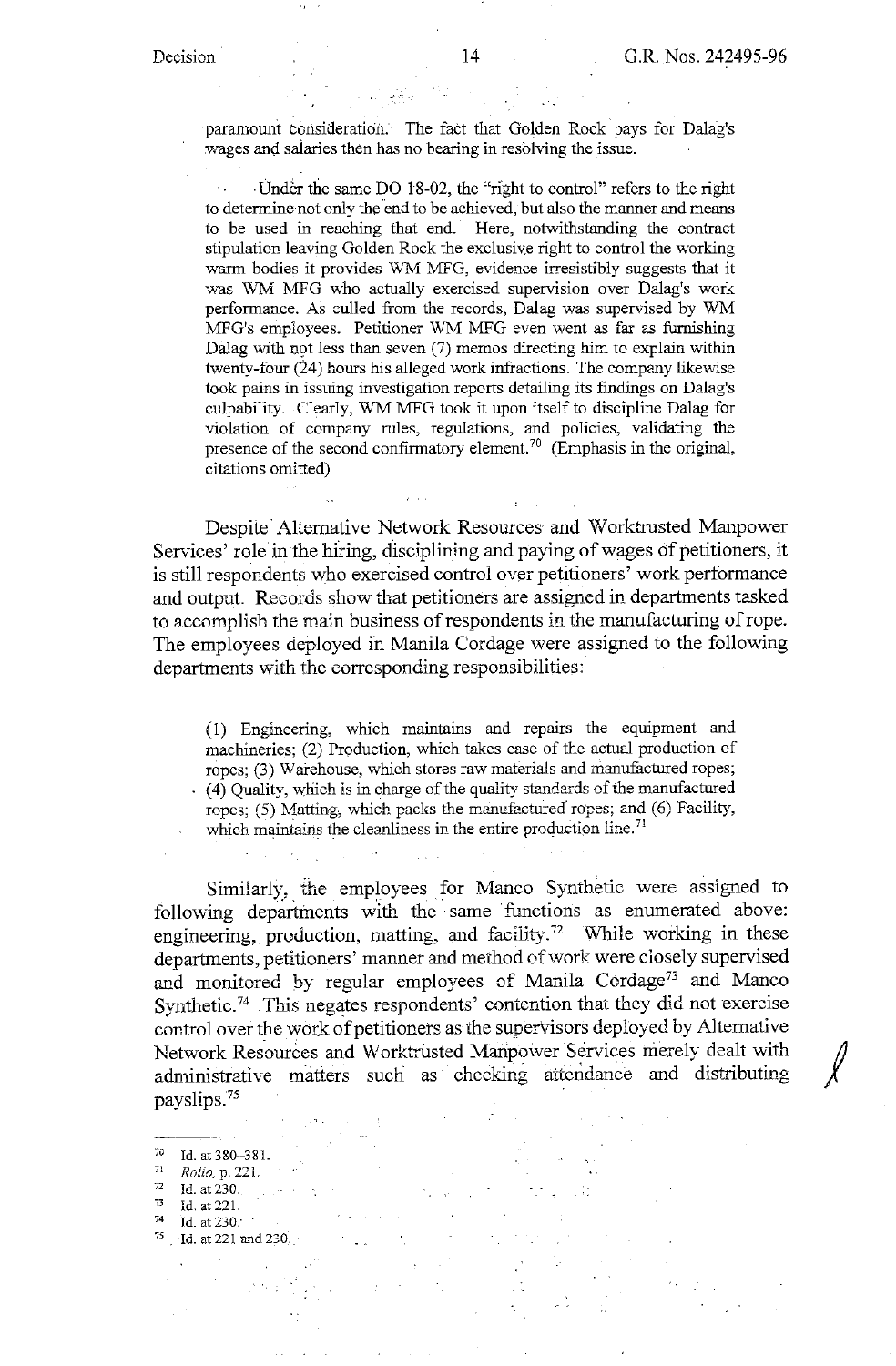paramount consideration. The fact that Golden Rock pays for Dalag's wages and salaries then has no bearing in resolving the issue.

> Under the same DO 18-02, the "right to control" refers to the right to determine not only the end to be achieved, but also the manner and means to be used in reaching that end. Here, notwithstanding the contract stipulation leaving Golden Rock the exclusive right to control the working warm bodies it provides WM MFG, evidence irresistibly suggests that it was WM MFG who actually exercised supervision over Dalag's work performance. As culled from the records, Dalag was supervised by WM MFG's employees. Petitioner WM MFG even went as far as furnishing Dalag with not less than seven (7) memos directing him to explain within twenty-four (24) hours his alleged work infractions. The company likewise took pains in issuing investigation reports detailing its findings on Dalag's culpability. Clearly, WM MFG took it upon itself to discipline Dalag for violation of company rules, regulations, and policies, validating the presence of the second confirmatory element.[70] (Emphasis in the original, citations omitted)

Despite Alternative Network Resources and Worktrusted Manpower Services' role in the hiring, disciplining and paying of wages of petitioners, it is still respondents who exercised control over petitioners' work performance and output. Records show that petitioners are assigned in departments tasked to accomplish the main business of respondents in the manufacturing of rope. The employees deployed in Manila Cordage were assigned to the following departments with the corresponding responsibilities:

> (1) Engineering, which maintains and repairs the equipment and machineries; (2) Production, which takes case of the actual production of ropes; (3) Warehouse, which stores raw materials and manufactured ropes; (4) Quality, which is in charge of the quality standards of the manufactured ropes; (5) Matting, which packs the manufactured ropes; and (6) Facility, which maintains the cleanliness in the entire production line.[71]

Similarly, the employees for Manco Synthetic were assigned to following departments with the same functions as enumerated above: engineering, production, matting, and facility.[72] While working in these departments, petitioners' manner and method of work were closely supervised and monitored by regular employees of Manila Cordage[73] and Manco Synthetic.[74] This negates respondents' contention that they did not exercise control over the work of petitioners as the supervisors deployed by Alternative Network Resources and Worktrusted Manpower Services merely dealt with administrative matters such as checking attendance and distributing payslips.[75]

---

[70] Id. at 380-381.

[71] *Rollo*, p. 221.

[72] Id. at 230.

[73] Id. at 221.

[74] Id. at 230.

[75] Id. at 221 and 230.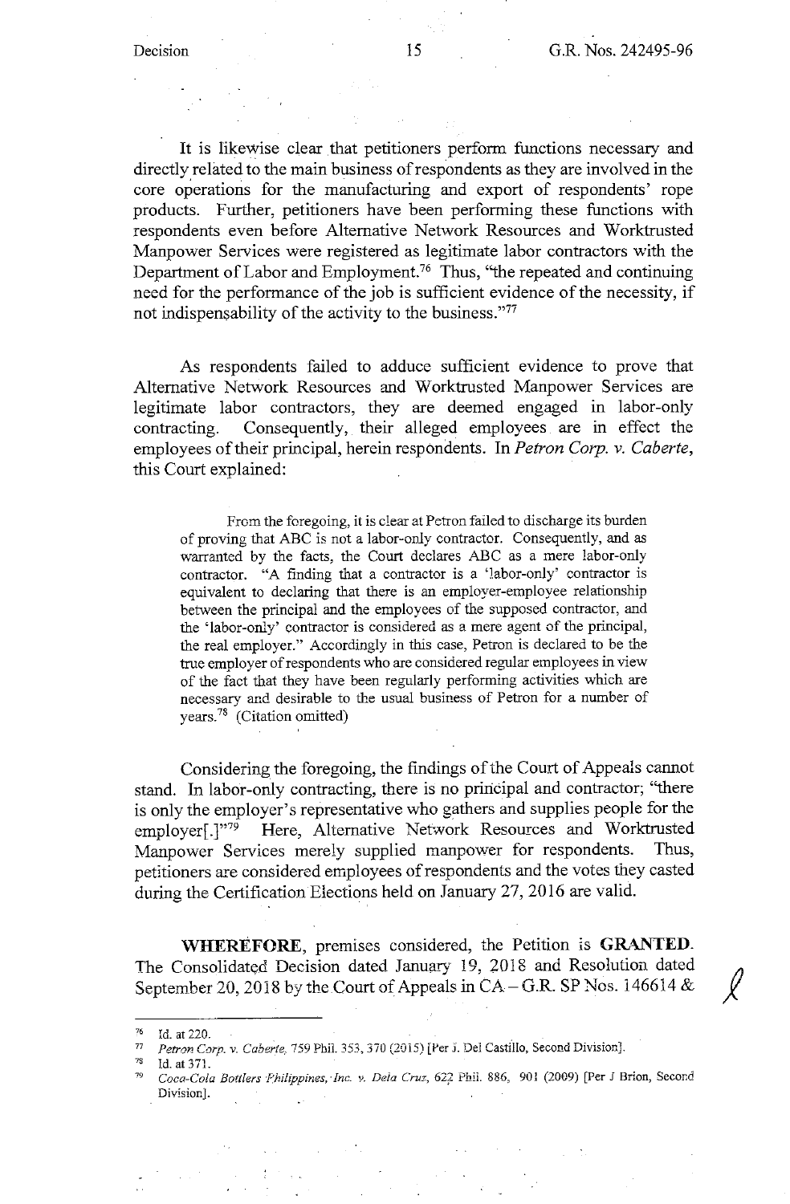It is likewise clear that petitioners perform functions necessary and directly related to the main business of respondents as they are involved in the core operations for the manufacturing and export of respondents' rope products. Further, petitioners have been performing these functions with respondents even before Alternative Network Resources and Worktrusted Manpower Services were registered as legitimate labor contractors with the Department of Labor and Employment.[76] Thus, "the repeated and continuing need for the performance of the job is sufficient evidence of the necessity, if not indispensability of the activity to the business."[77]

As respondents failed to adduce sufficient evidence to prove that Alternative Network Resources and Worktrusted Manpower Services are legitimate labor contractors, they are deemed engaged in labor-only contracting. Consequently, their alleged employees are in effect the employees of their principal, herein respondents. In *Petron Corp. v. Caberte*, this Court explained:

> From the foregoing, it is clear at Petron failed to discharge its burden of proving that ABC is not a labor-only contractor. Consequently, and as warranted by the facts, the Court declares ABC as a mere labor-only contractor. "A finding that a contractor is a 'labor-only' contractor is equivalent to declaring that there is an employer-employee relationship between the principal and the employees of the supposed contractor, and the 'labor-only' contractor is considered as a mere agent of the principal, the real employer." Accordingly in this case, Petron is declared to be the true employer of respondents who are considered regular employees in view of the fact that they have been regularly performing activities which are necessary and desirable to the usual business of Petron for a number of years.[78] (Citation omitted)

Considering the foregoing, the findings of the Court of Appeals cannot stand. In labor-only contracting, there is no principal and contractor; "there is only the employer's representative who gathers and supplies people for the employer[.]"[79] Here, Alternative Network Resources and Worktrusted Manpower Services merely supplied manpower for respondents. Thus, petitioners are considered employees of respondents and the votes they casted during the Certification Elections held on January 27, 2016 are valid.

**WHEREFORE**, premises considered, the Petition is **GRANTED**. The Consolidated Decision dated January 19, 2018 and Resolution dated September 20, 2018 by the Court of Appeals in CA – G.R. SP Nos. 146614 &

---

[76] Id. at 220.

[77] *Petron Corp. v. Caberte*, 759 Phil. 353, 370 (2015) [Per J. Del Castillo, Second Division].

[78] Id. at 371.

[79] *Coca-Cola Bottlers Philippines, Inc. v. Dela Cruz*, 622 Phil. 886, 901 (2009) [Per J Brion, Second Division].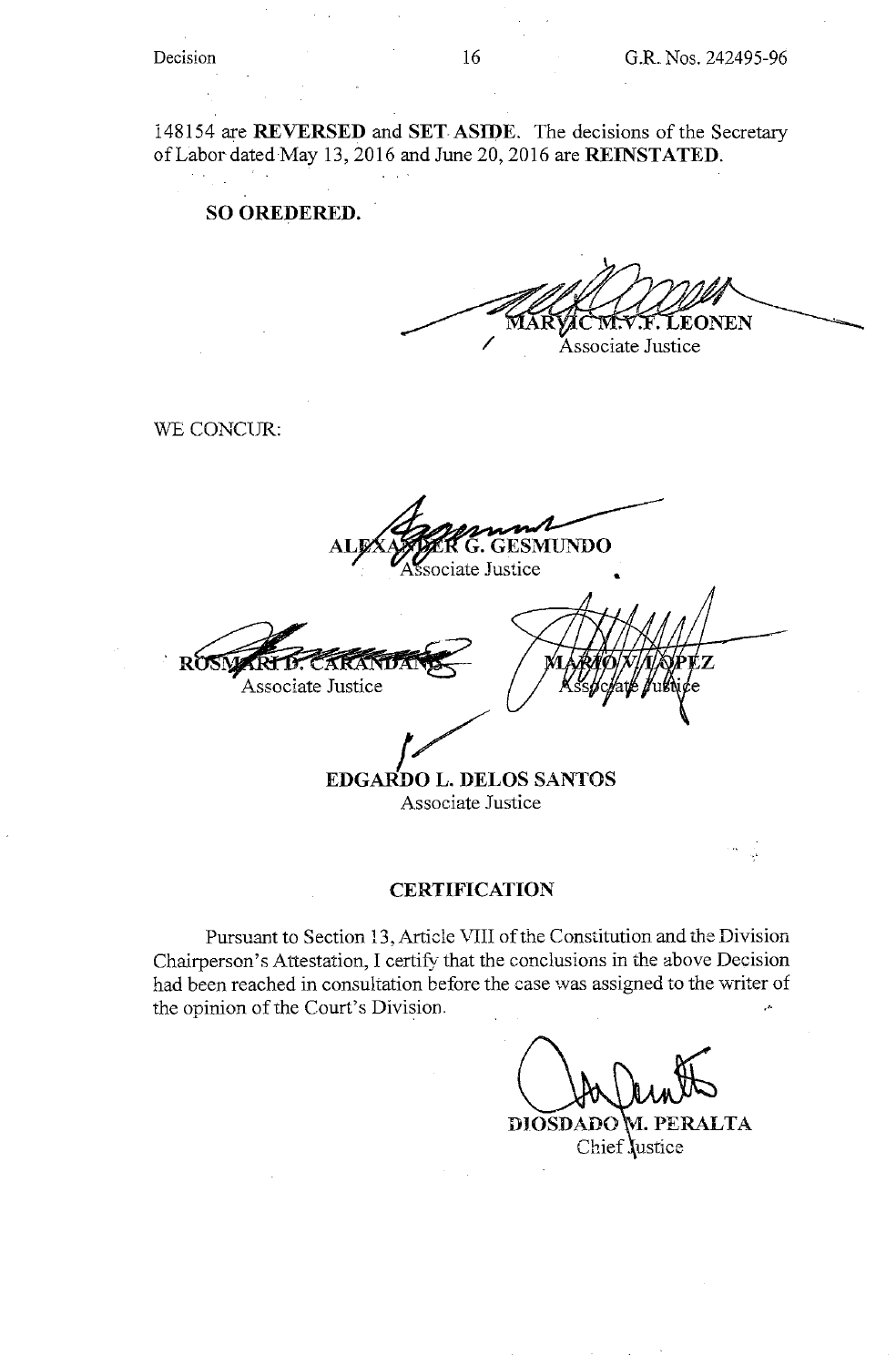148154 are **REVERSED** and **SET ASIDE**. The decisions of the Secretary of Labor dated May 13, 2016 and June 20, 2016 are **REINSTATED**.

**SO OREDERED.**

**MARVIC M.V.F. LEONEN**
Associate Justice

WE CONCUR:

**ALEXANDER G. GESMUNDO**
Associate Justice

**ROSMARI D. CARANDANG**
Associate Justice

**MARIO V. LOPEZ**
Associate Justice

**EDGARDO L. DELOS SANTOS**
Associate Justice

## CERTIFICATION

Pursuant to Section 13, Article VIII of the Constitution and the Division Chairperson's Attestation, I certify that the conclusions in the above Decision had been reached in consultation before the case was assigned to the writer of the opinion of the Court's Division.

**DIOSDADO M. PERALTA**
Chief Justice